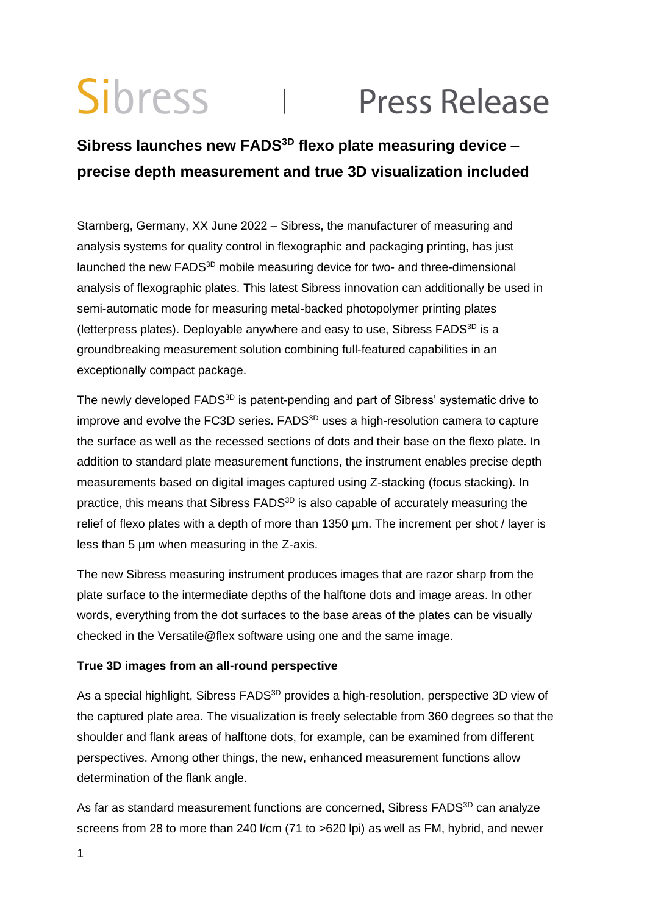Sibress | Press Release

## Sibress launches new FADS$^{3D}$ flexo plate measuring device – precise depth measurement and true 3D visualization included

Starnberg, Germany, XX June 2022 – Sibress, the manufacturer of measuring and analysis systems for quality control in flexographic and packaging printing, has just launched the new FADS$^{3D}$ mobile measuring device for two- and three-dimensional analysis of flexographic plates. This latest Sibress innovation can additionally be used in semi-automatic mode for measuring metal-backed photopolymer printing plates (letterpress plates). Deployable anywhere and easy to use, Sibress FADS$^{3D}$ is a groundbreaking measurement solution combining full-featured capabilities in an exceptionally compact package.

The newly developed FADS$^{3D}$ is patent-pending and part of Sibress' systematic drive to improve and evolve the FC3D series. FADS$^{3D}$ uses a high-resolution camera to capture the surface as well as the recessed sections of dots and their base on the flexo plate. In addition to standard plate measurement functions, the instrument enables precise depth measurements based on digital images captured using Z-stacking (focus stacking). In practice, this means that Sibress FADS$^{3D}$ is also capable of accurately measuring the relief of flexo plates with a depth of more than 1350 µm. The increment per shot / layer is less than 5 µm when measuring in the Z-axis.

The new Sibress measuring instrument produces images that are razor sharp from the plate surface to the intermediate depths of the halftone dots and image areas. In other words, everything from the dot surfaces to the base areas of the plates can be visually checked in the Versatile@flex software using one and the same image.

**True 3D images from an all-round perspective**

As a special highlight, Sibress FADS$^{3D}$ provides a high-resolution, perspective 3D view of the captured plate area. The visualization is freely selectable from 360 degrees so that the shoulder and flank areas of halftone dots, for example, can be examined from different perspectives. Among other things, the new, enhanced measurement functions allow determination of the flank angle.

As far as standard measurement functions are concerned, Sibress FADS$^{3D}$ can analyze screens from 28 to more than 240 l/cm (71 to >620 lpi) as well as FM, hybrid, and newer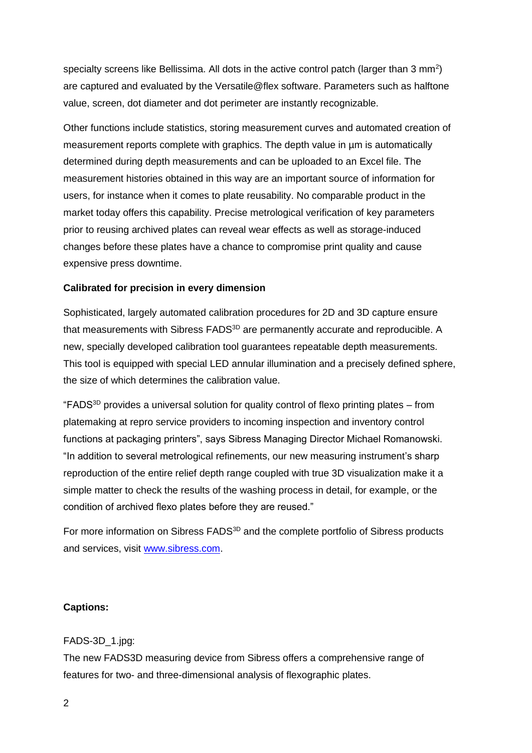specialty screens like Bellissima. All dots in the active control patch (larger than 3 $mm^2$) are captured and evaluated by the Versatile@flex software. Parameters such as halftone value, screen, dot diameter and dot perimeter are instantly recognizable.

Other functions include statistics, storing measurement curves and automated creation of measurement reports complete with graphics. The depth value in µm is automatically determined during depth measurements and can be uploaded to an Excel file. The measurement histories obtained in this way are an important source of information for users, for instance when it comes to plate reusability. No comparable product in the market today offers this capability. Precise metrological verification of key parameters prior to reusing archived plates can reveal wear effects as well as storage-induced changes before these plates have a chance to compromise print quality and cause expensive press downtime.

**Calibrated for precision in every dimension**

Sophisticated, largely automated calibration procedures for 2D and 3D capture ensure that measurements with Sibress $FADS^{3D}$ are permanently accurate and reproducible. A new, specially developed calibration tool guarantees repeatable depth measurements. This tool is equipped with special LED annular illumination and a precisely defined sphere, the size of which determines the calibration value.

"$FADS^{3D}$ provides a universal solution for quality control of flexo printing plates – from platemaking at repro service providers to incoming inspection and inventory control functions at packaging printers", says Sibress Managing Director Michael Romanowski. "In addition to several metrological refinements, our new measuring instrument's sharp reproduction of the entire relief depth range coupled with true 3D visualization make it a simple matter to check the results of the washing process in detail, for example, or the condition of archived flexo plates before they are reused."

For more information on Sibress $FADS^{3D}$ and the complete portfolio of Sibress products and services, visit [www.sibress.com](http://www.sibress.com).

**Captions:**

FADS-3D_1.jpg:
The new FADS3D measuring device from Sibress offers a comprehensive range of features for two- and three-dimensional analysis of flexographic plates.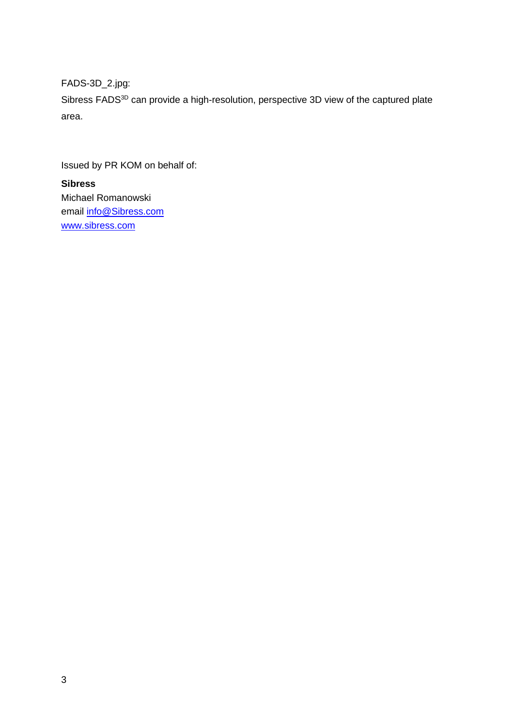FADS-3D_2.jpg:

Sibress FADS$^{3D}$ can provide a high-resolution, perspective 3D view of the captured plate area.

Issued by PR KOM on behalf of:

**Sibress**
Michael Romanowski
email info@Sibress.com
www.sibress.com